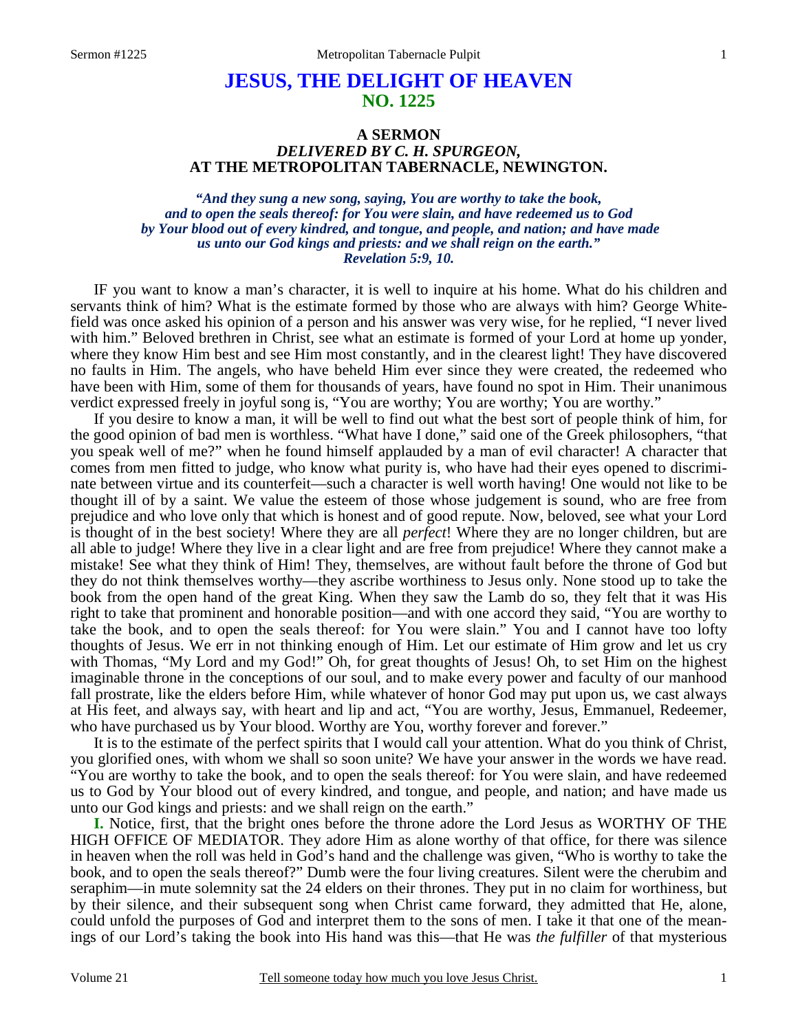# JESUS, THE DELIGHT OF HEAVEN
## NO. 1225

### A SERMON
### *DELIVERED BY C. H. SPURGEON,*
### AT THE METROPOLITAN TABERNACLE, NEWINGTON.

***"And they sung a new song, saying, You are worthy to take the book, and to open the seals thereof: for You were slain, and have redeemed us to God by Your blood out of every kindred, and tongue, and people, and nation; and have made us unto our God kings and priests: and we shall reign on the earth." Revelation 5:9, 10.***

IF you want to know a man's character, it is well to inquire at his home. What do his children and servants think of him? What is the estimate formed by those who are always with him? George Whitefield was once asked his opinion of a person and his answer was very wise, for he replied, "I never lived with him." Beloved brethren in Christ, see what an estimate is formed of your Lord at home up yonder, where they know Him best and see Him most constantly, and in the clearest light! They have discovered no faults in Him. The angels, who have beheld Him ever since they were created, the redeemed who have been with Him, some of them for thousands of years, have found no spot in Him. Their unanimous verdict expressed freely in joyful song is, "You are worthy; You are worthy; You are worthy."

If you desire to know a man, it will be well to find out what the best sort of people think of him, for the good opinion of bad men is worthless. "What have I done," said one of the Greek philosophers, "that you speak well of me?" when he found himself applauded by a man of evil character! A character that comes from men fitted to judge, who know what purity is, who have had their eyes opened to discriminate between virtue and its counterfeit—such a character is well worth having! One would not like to be thought ill of by a saint. We value the esteem of those whose judgement is sound, who are free from prejudice and who love only that which is honest and of good repute. Now, beloved, see what your Lord is thought of in the best society! Where they are all *perfect*! Where they are no longer children, but are all able to judge! Where they live in a clear light and are free from prejudice! Where they cannot make a mistake! See what they think of Him! They, themselves, are without fault before the throne of God but they do not think themselves worthy—they ascribe worthiness to Jesus only. None stood up to take the book from the open hand of the great King. When they saw the Lamb do so, they felt that it was His right to take that prominent and honorable position—and with one accord they said, "You are worthy to take the book, and to open the seals thereof: for You were slain." You and I cannot have too lofty thoughts of Jesus. We err in not thinking enough of Him. Let our estimate of Him grow and let us cry with Thomas, "My Lord and my God!" Oh, for great thoughts of Jesus! Oh, to set Him on the highest imaginable throne in the conceptions of our soul, and to make every power and faculty of our manhood fall prostrate, like the elders before Him, while whatever of honor God may put upon us, we cast always at His feet, and always say, with heart and lip and act, "You are worthy, Jesus, Emmanuel, Redeemer, who have purchased us by Your blood. Worthy are You, worthy forever and forever."

It is to the estimate of the perfect spirits that I would call your attention. What do you think of Christ, you glorified ones, with whom we shall so soon unite? We have your answer in the words we have read. "You are worthy to take the book, and to open the seals thereof: for You were slain, and have redeemed us to God by Your blood out of every kindred, and tongue, and people, and nation; and have made us unto our God kings and priests: and we shall reign on the earth."

**I.** Notice, first, that the bright ones before the throne adore the Lord Jesus as WORTHY OF THE HIGH OFFICE OF MEDIATOR. They adore Him as alone worthy of that office, for there was silence in heaven when the roll was held in God's hand and the challenge was given, "Who is worthy to take the book, and to open the seals thereof?" Dumb were the four living creatures. Silent were the cherubim and seraphim—in mute solemnity sat the 24 elders on their thrones. They put in no claim for worthiness, but by their silence, and their subsequent song when Christ came forward, they admitted that He, alone, could unfold the purposes of God and interpret them to the sons of men. I take it that one of the meanings of our Lord's taking the book into His hand was this—that He was *the fulfiller* of that mysterious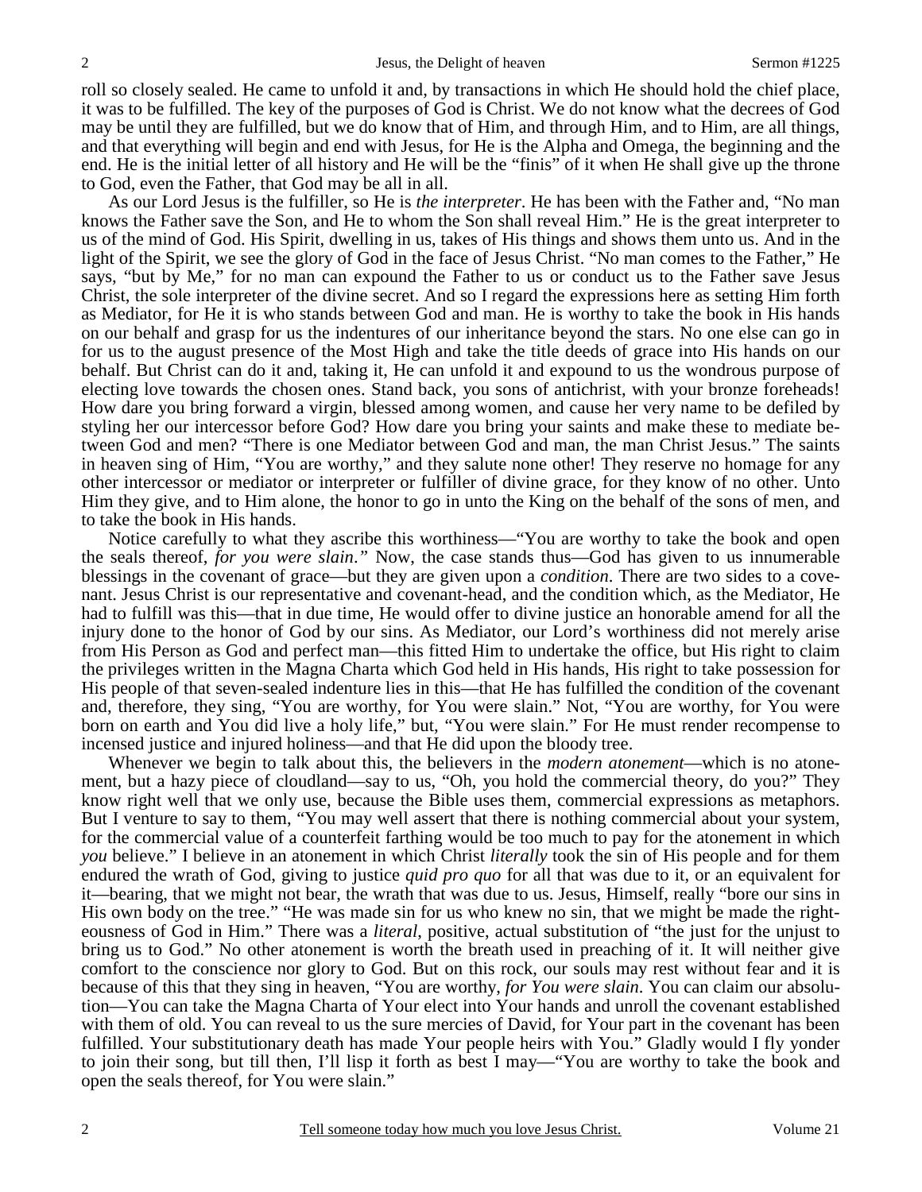roll so closely sealed. He came to unfold it and, by transactions in which He should hold the chief place, it was to be fulfilled. The key of the purposes of God is Christ. We do not know what the decrees of God may be until they are fulfilled, but we do know that of Him, and through Him, and to Him, are all things, and that everything will begin and end with Jesus, for He is the Alpha and Omega, the beginning and the end. He is the initial letter of all history and He will be the "finis" of it when He shall give up the throne to God, even the Father, that God may be all in all.

As our Lord Jesus is the fulfiller, so He is *the interpreter*. He has been with the Father and, "No man knows the Father save the Son, and He to whom the Son shall reveal Him." He is the great interpreter to us of the mind of God. His Spirit, dwelling in us, takes of His things and shows them unto us. And in the light of the Spirit, we see the glory of God in the face of Jesus Christ. "No man comes to the Father," He says, "but by Me," for no man can expound the Father to us or conduct us to the Father save Jesus Christ, the sole interpreter of the divine secret. And so I regard the expressions here as setting Him forth as Mediator, for He it is who stands between God and man. He is worthy to take the book in His hands on our behalf and grasp for us the indentures of our inheritance beyond the stars. No one else can go in for us to the august presence of the Most High and take the title deeds of grace into His hands on our behalf. But Christ can do it and, taking it, He can unfold it and expound to us the wondrous purpose of electing love towards the chosen ones. Stand back, you sons of antichrist, with your bronze foreheads! How dare you bring forward a virgin, blessed among women, and cause her very name to be defiled by styling her our intercessor before God? How dare you bring your saints and make these to mediate between God and men? "There is one Mediator between God and man, the man Christ Jesus." The saints in heaven sing of Him, "You are worthy," and they salute none other! They reserve no homage for any other intercessor or mediator or interpreter or fulfiller of divine grace, for they know of no other. Unto Him they give, and to Him alone, the honor to go in unto the King on the behalf of the sons of men, and to take the book in His hands.

Notice carefully to what they ascribe this worthiness—"You are worthy to take the book and open the seals thereof, *for you were slain*." Now, the case stands thus—God has given to us innumerable blessings in the covenant of grace—but they are given upon a *condition*. There are two sides to a covenant. Jesus Christ is our representative and covenant-head, and the condition which, as the Mediator, He had to fulfill was this—that in due time, He would offer to divine justice an honorable amend for all the injury done to the honor of God by our sins. As Mediator, our Lord's worthiness did not merely arise from His Person as God and perfect man—this fitted Him to undertake the office, but His right to claim the privileges written in the Magna Charta which God held in His hands, His right to take possession for His people of that seven-sealed indenture lies in this—that He has fulfilled the condition of the covenant and, therefore, they sing, "You are worthy, for You were slain." Not, "You are worthy, for You were born on earth and You did live a holy life," but, "You were slain." For He must render recompense to incensed justice and injured holiness—and that He did upon the bloody tree.

Whenever we begin to talk about this, the believers in the *modern atonement*—which is no atonement, but a hazy piece of cloudland—say to us, "Oh, you hold the commercial theory, do you?" They know right well that we only use, because the Bible uses them, commercial expressions as metaphors. But I venture to say to them, "You may well assert that there is nothing commercial about your system, for the commercial value of a counterfeit farthing would be too much to pay for the atonement in which *you* believe." I believe in an atonement in which Christ *literally* took the sin of His people and for them endured the wrath of God, giving to justice *quid pro quo* for all that was due to it, or an equivalent for it—bearing, that we might not bear, the wrath that was due to us. Jesus, Himself, really "bore our sins in His own body on the tree." "He was made sin for us who knew no sin, that we might be made the righteousness of God in Him." There was a *literal*, positive, actual substitution of "the just for the unjust to bring us to God." No other atonement is worth the breath used in preaching of it. It will neither give comfort to the conscience nor glory to God. But on this rock, our souls may rest without fear and it is because of this that they sing in heaven, "You are worthy, *for You were slain*. You can claim our absolution—You can take the Magna Charta of Your elect into Your hands and unroll the covenant established with them of old. You can reveal to us the sure mercies of David, for Your part in the covenant has been fulfilled. Your substitutionary death has made Your people heirs with You." Gladly would I fly yonder to join their song, but till then, I'll lisp it forth as best I may—"You are worthy to take the book and open the seals thereof, for You were slain."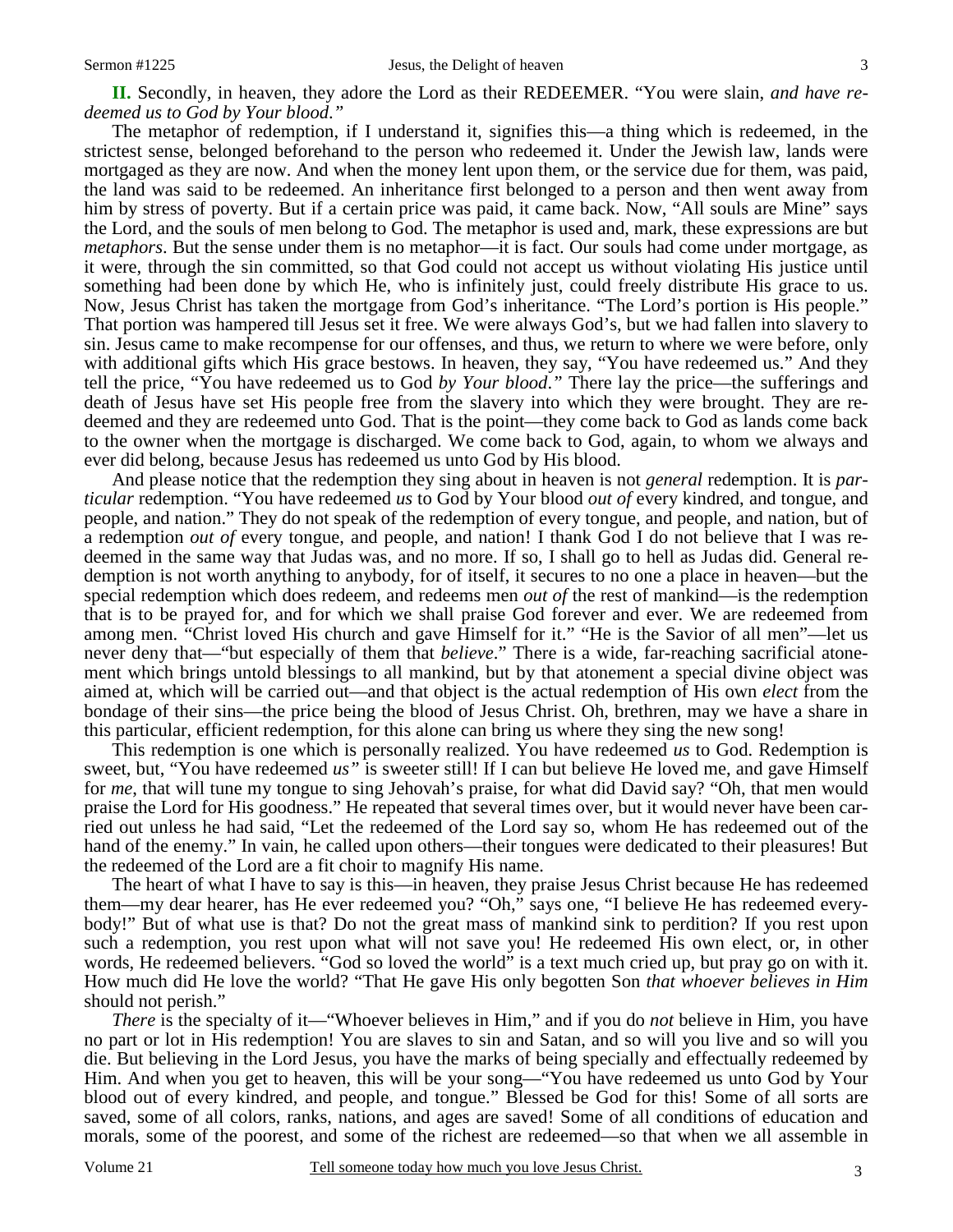**II.** Secondly, in heaven, they adore the Lord as their REDEEMER. "You were slain, *and have redeemed us to God by Your blood."*

The metaphor of redemption, if I understand it, signifies this—a thing which is redeemed, in the strictest sense, belonged beforehand to the person who redeemed it. Under the Jewish law, lands were mortgaged as they are now. And when the money lent upon them, or the service due for them, was paid, the land was said to be redeemed. An inheritance first belonged to a person and then went away from him by stress of poverty. But if a certain price was paid, it came back. Now, "All souls are Mine" says the Lord, and the souls of men belong to God. The metaphor is used and, mark, these expressions are but *metaphors*. But the sense under them is no metaphor—it is fact. Our souls had come under mortgage, as it were, through the sin committed, so that God could not accept us without violating His justice until something had been done by which He, who is infinitely just, could freely distribute His grace to us. Now, Jesus Christ has taken the mortgage from God's inheritance. "The Lord's portion is His people." That portion was hampered till Jesus set it free. We were always God's, but we had fallen into slavery to sin. Jesus came to make recompense for our offenses, and thus, we return to where we were before, only with additional gifts which His grace bestows. In heaven, they say, "You have redeemed us." And they tell the price, "You have redeemed us to God *by Your blood."* There lay the price—the sufferings and death of Jesus have set His people free from the slavery into which they were brought. They are redeemed and they are redeemed unto God. That is the point—they come back to God as lands come back to the owner when the mortgage is discharged. We come back to God, again, to whom we always and ever did belong, because Jesus has redeemed us unto God by His blood.

And please notice that the redemption they sing about in heaven is not *general* redemption. It is *particular* redemption. "You have redeemed *us* to God by Your blood *out of* every kindred, and tongue, and people, and nation." They do not speak of the redemption of every tongue, and people, and nation, but of a redemption *out of* every tongue, and people, and nation! I thank God I do not believe that I was redeemed in the same way that Judas was, and no more. If so, I shall go to hell as Judas did. General redemption is not worth anything to anybody, for of itself, it secures to no one a place in heaven—but the special redemption which does redeem, and redeems men *out of* the rest of mankind—is the redemption that is to be prayed for, and for which we shall praise God forever and ever. We are redeemed from among men. "Christ loved His church and gave Himself for it." "He is the Savior of all men"—let us never deny that—"but especially of them that *believe*." There is a wide, far-reaching sacrificial atonement which brings untold blessings to all mankind, but by that atonement a special divine object was aimed at, which will be carried out—and that object is the actual redemption of His own *elect* from the bondage of their sins—the price being the blood of Jesus Christ. Oh, brethren, may we have a share in this particular, efficient redemption, for this alone can bring us where they sing the new song!

This redemption is one which is personally realized. You have redeemed *us* to God. Redemption is sweet, but, "You have redeemed *us"* is sweeter still! If I can but believe He loved me, and gave Himself for *me*, that will tune my tongue to sing Jehovah's praise, for what did David say? "Oh, that men would praise the Lord for His goodness." He repeated that several times over, but it would never have been carried out unless he had said, "Let the redeemed of the Lord say so, whom He has redeemed out of the hand of the enemy." In vain, he called upon others—their tongues were dedicated to their pleasures! But the redeemed of the Lord are a fit choir to magnify His name.

The heart of what I have to say is this—in heaven, they praise Jesus Christ because He has redeemed them—my dear hearer, has He ever redeemed you? "Oh," says one, "I believe He has redeemed everybody!" But of what use is that? Do not the great mass of mankind sink to perdition? If you rest upon such a redemption, you rest upon what will not save you! He redeemed His own elect, or, in other words, He redeemed believers. "God so loved the world" is a text much cried up, but pray go on with it. How much did He love the world? "That He gave His only begotten Son *that whoever believes in Him* should not perish."

*There* is the specialty of it—"Whoever believes in Him," and if you do *not* believe in Him, you have no part or lot in His redemption! You are slaves to sin and Satan, and so will you live and so will you die. But believing in the Lord Jesus, you have the marks of being specially and effectually redeemed by Him. And when you get to heaven, this will be your song—"You have redeemed us unto God by Your blood out of every kindred, and people, and tongue." Blessed be God for this! Some of all sorts are saved, some of all colors, ranks, nations, and ages are saved! Some of all conditions of education and morals, some of the poorest, and some of the richest are redeemed—so that when we all assemble in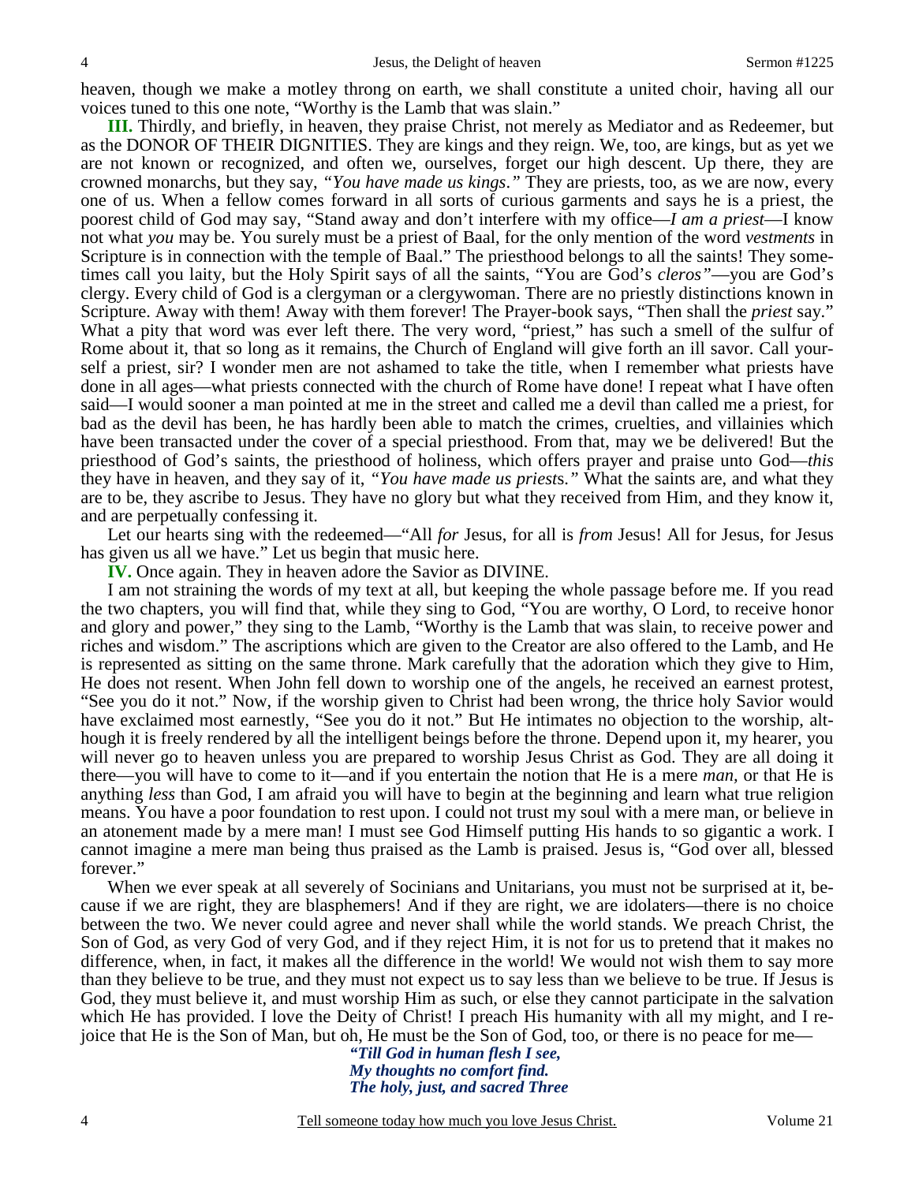heaven, though we make a motley throng on earth, we shall constitute a united choir, having all our voices tuned to this one note, "Worthy is the Lamb that was slain."

**III.** Thirdly, and briefly, in heaven, they praise Christ, not merely as Mediator and as Redeemer, but as the DONOR OF THEIR DIGNITIES. They are kings and they reign. We, too, are kings, but as yet we are not known or recognized, and often we, ourselves, forget our high descent. Up there, they are crowned monarchs, but they say, *"You have made us kings."* They are priests, too, as we are now, every one of us. When a fellow comes forward in all sorts of curious garments and says he is a priest, the poorest child of God may say, "Stand away and don't interfere with my office—*I am a priest*—I know not what *you* may be. You surely must be a priest of Baal, for the only mention of the word *vestments* in Scripture is in connection with the temple of Baal." The priesthood belongs to all the saints! They sometimes call you laity, but the Holy Spirit says of all the saints, "You are God's *cleros"*—you are God's clergy. Every child of God is a clergyman or a clergywoman. There are no priestly distinctions known in Scripture. Away with them! Away with them forever! The Prayer-book says, "Then shall the *priest* say." What a pity that word was ever left there. The very word, "priest," has such a smell of the sulfur of Rome about it, that so long as it remains, the Church of England will give forth an ill savor. Call yourself a priest, sir? I wonder men are not ashamed to take the title, when I remember what priests have done in all ages—what priests connected with the church of Rome have done! I repeat what I have often said—I would sooner a man pointed at me in the street and called me a devil than called me a priest, for bad as the devil has been, he has hardly been able to match the crimes, cruelties, and villainies which have been transacted under the cover of a special priesthood. From that, may we be delivered! But the priesthood of God's saints, the priesthood of holiness, which offers prayer and praise unto God—*this* they have in heaven, and they say of it, *"You have made us priests."* What the saints are, and what they are to be, they ascribe to Jesus. They have no glory but what they received from Him, and they know it, and are perpetually confessing it.

Let our hearts sing with the redeemed—"All *for* Jesus, for all is *from* Jesus! All for Jesus, for Jesus has given us all we have." Let us begin that music here.

**IV.** Once again. They in heaven adore the Savior as DIVINE.

I am not straining the words of my text at all, but keeping the whole passage before me. If you read the two chapters, you will find that, while they sing to God, "You are worthy, O Lord, to receive honor and glory and power," they sing to the Lamb, "Worthy is the Lamb that was slain, to receive power and riches and wisdom." The ascriptions which are given to the Creator are also offered to the Lamb, and He is represented as sitting on the same throne. Mark carefully that the adoration which they give to Him, He does not resent. When John fell down to worship one of the angels, he received an earnest protest, "See you do it not." Now, if the worship given to Christ had been wrong, the thrice holy Savior would have exclaimed most earnestly, "See you do it not." But He intimates no objection to the worship, although it is freely rendered by all the intelligent beings before the throne. Depend upon it, my hearer, you will never go to heaven unless you are prepared to worship Jesus Christ as God. They are all doing it there—you will have to come to it—and if you entertain the notion that He is a mere *man,* or that He is anything *less* than God, I am afraid you will have to begin at the beginning and learn what true religion means. You have a poor foundation to rest upon. I could not trust my soul with a mere man, or believe in an atonement made by a mere man! I must see God Himself putting His hands to so gigantic a work. I cannot imagine a mere man being thus praised as the Lamb is praised. Jesus is, "God over all, blessed forever."

When we ever speak at all severely of Socinians and Unitarians, you must not be surprised at it, because if we are right, they are blasphemers! And if they are right, we are idolaters—there is no choice between the two. We never could agree and never shall while the world stands. We preach Christ, the Son of God, as very God of very God, and if they reject Him, it is not for us to pretend that it makes no difference, when, in fact, it makes all the difference in the world! We would not wish them to say more than they believe to be true, and they must not expect us to say less than we believe to be true. If Jesus is God, they must believe it, and must worship Him as such, or else they cannot participate in the salvation which He has provided. I love the Deity of Christ! I preach His humanity with all my might, and I rejoice that He is the Son of Man, but oh, He must be the Son of God, too, or there is no peace for me—

*"Till God in human flesh I see,*
*My thoughts no comfort find.*
*The holy, just, and sacred Three*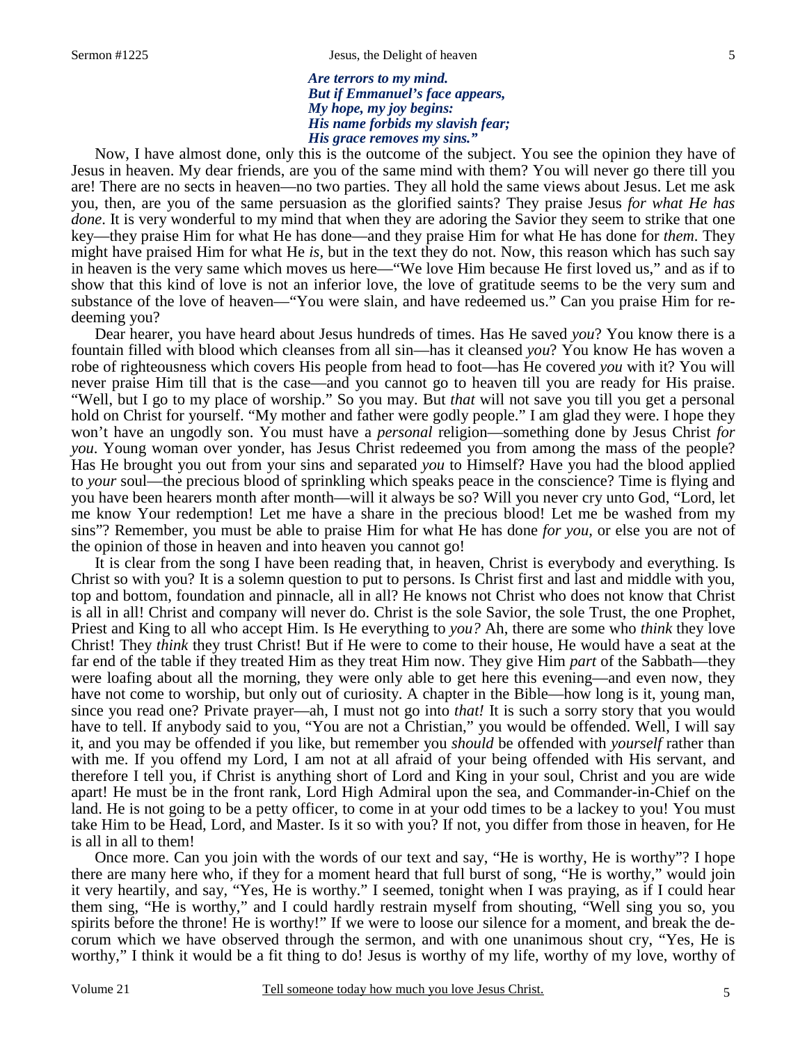*Are terrors to my mind.*
*But if Emmanuel's face appears,*
*My hope, my joy begins:*
*His name forbids my slavish fear;*
*His grace removes my sins."*

Now, I have almost done, only this is the outcome of the subject. You see the opinion they have of Jesus in heaven. My dear friends, are you of the same mind with them? You will never go there till you are! There are no sects in heaven—no two parties. They all hold the same views about Jesus. Let me ask you, then, are you of the same persuasion as the glorified saints? They praise Jesus *for what He has done*. It is very wonderful to my mind that when they are adoring the Savior they seem to strike that one key—they praise Him for what He has done—and they praise Him for what He has done for *them*. They might have praised Him for what He *is,* but in the text they do not. Now, this reason which has such say in heaven is the very same which moves us here—"We love Him because He first loved us," and as if to show that this kind of love is not an inferior love, the love of gratitude seems to be the very sum and substance of the love of heaven—"You were slain, and have redeemed us." Can you praise Him for redeeming you?

Dear hearer, you have heard about Jesus hundreds of times. Has He saved *you*? You know there is a fountain filled with blood which cleanses from all sin—has it cleansed *you*? You know He has woven a robe of righteousness which covers His people from head to foot—has He covered *you* with it? You will never praise Him till that is the case—and you cannot go to heaven till you are ready for His praise. "Well, but I go to my place of worship." So you may. But *that* will not save you till you get a personal hold on Christ for yourself. "My mother and father were godly people." I am glad they were. I hope they won't have an ungodly son. You must have a *personal* religion—something done by Jesus Christ *for you*. Young woman over yonder, has Jesus Christ redeemed you from among the mass of the people? Has He brought you out from your sins and separated *you* to Himself? Have you had the blood applied to *your* soul—the precious blood of sprinkling which speaks peace in the conscience? Time is flying and you have been hearers month after month—will it always be so? Will you never cry unto God, "Lord, let me know Your redemption! Let me have a share in the precious blood! Let me be washed from my sins"? Remember, you must be able to praise Him for what He has done *for you,* or else you are not of the opinion of those in heaven and into heaven you cannot go!

It is clear from the song I have been reading that, in heaven, Christ is everybody and everything. Is Christ so with you? It is a solemn question to put to persons. Is Christ first and last and middle with you, top and bottom, foundation and pinnacle, all in all? He knows not Christ who does not know that Christ is all in all! Christ and company will never do. Christ is the sole Savior, the sole Trust, the one Prophet, Priest and King to all who accept Him. Is He everything to *you?* Ah, there are some who *think* they love Christ! They *think* they trust Christ! But if He were to come to their house, He would have a seat at the far end of the table if they treated Him as they treat Him now. They give Him *part* of the Sabbath—they were loafing about all the morning, they were only able to get here this evening—and even now, they have not come to worship, but only out of curiosity. A chapter in the Bible—how long is it, young man, since you read one? Private prayer—ah, I must not go into *that!* It is such a sorry story that you would have to tell. If anybody said to you, "You are not a Christian," you would be offended. Well, I will say it, and you may be offended if you like, but remember you *should* be offended with *yourself* rather than with me. If you offend my Lord, I am not at all afraid of your being offended with His servant, and therefore I tell you, if Christ is anything short of Lord and King in your soul, Christ and you are wide apart! He must be in the front rank, Lord High Admiral upon the sea, and Commander-in-Chief on the land. He is not going to be a petty officer, to come in at your odd times to be a lackey to you! You must take Him to be Head, Lord, and Master. Is it so with you? If not, you differ from those in heaven, for He is all in all to them!

Once more. Can you join with the words of our text and say, "He is worthy, He is worthy"? I hope there are many here who, if they for a moment heard that full burst of song, "He is worthy," would join it very heartily, and say, "Yes, He is worthy." I seemed, tonight when I was praying, as if I could hear them sing, "He is worthy," and I could hardly restrain myself from shouting, "Well sing you so, you spirits before the throne! He is worthy!" If we were to loose our silence for a moment, and break the decorum which we have observed through the sermon, and with one unanimous shout cry, "Yes, He is worthy," I think it would be a fit thing to do! Jesus is worthy of my life, worthy of my love, worthy of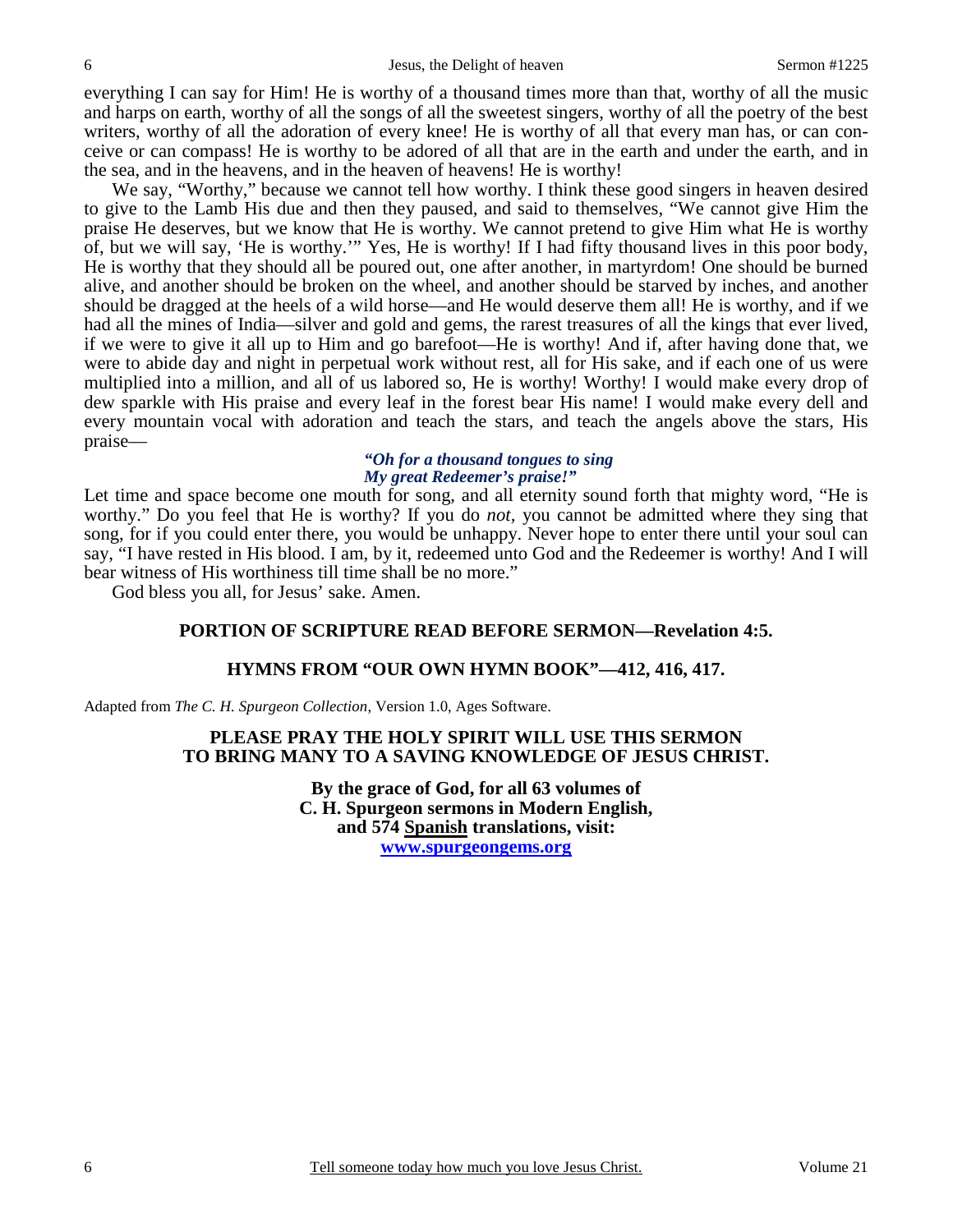everything I can say for Him! He is worthy of a thousand times more than that, worthy of all the music and harps on earth, worthy of all the songs of all the sweetest singers, worthy of all the poetry of the best writers, worthy of all the adoration of every knee! He is worthy of all that every man has, or can conceive or can compass! He is worthy to be adored of all that are in the earth and under the earth, and in the sea, and in the heavens, and in the heaven of heavens! He is worthy!

We say, "Worthy," because we cannot tell how worthy. I think these good singers in heaven desired to give to the Lamb His due and then they paused, and said to themselves, "We cannot give Him the praise He deserves, but we know that He is worthy. We cannot pretend to give Him what He is worthy of, but we will say, 'He is worthy.'" Yes, He is worthy! If I had fifty thousand lives in this poor body, He is worthy that they should all be poured out, one after another, in martyrdom! One should be burned alive, and another should be broken on the wheel, and another should be starved by inches, and another should be dragged at the heels of a wild horse—and He would deserve them all! He is worthy, and if we had all the mines of India—silver and gold and gems, the rarest treasures of all the kings that ever lived, if we were to give it all up to Him and go barefoot—He is worthy! And if, after having done that, we were to abide day and night in perpetual work without rest, all for His sake, and if each one of us were multiplied into a million, and all of us labored so, He is worthy! Worthy! I would make every drop of dew sparkle with His praise and every leaf in the forest bear His name! I would make every dell and every mountain vocal with adoration and teach the stars, and teach the angels above the stars, His praise—

*"Oh for a thousand tongues to sing*
*My great Redeemer's praise!"*

Let time and space become one mouth for song, and all eternity sound forth that mighty word, "He is worthy." Do you feel that He is worthy? If you do *not,* you cannot be admitted where they sing that song, for if you could enter there, you would be unhappy. Never hope to enter there until your soul can say, "I have rested in His blood. I am, by it, redeemed unto God and the Redeemer is worthy! And I will bear witness of His worthiness till time shall be no more."

God bless you all, for Jesus' sake. Amen.

**PORTION OF SCRIPTURE READ BEFORE SERMON—Revelation 4:5.**

**HYMNS FROM "OUR OWN HYMN BOOK"—412, 416, 417.**

Adapted from *The C. H. Spurgeon Collection*, Version 1.0, Ages Software.

**PLEASE PRAY THE HOLY SPIRIT WILL USE THIS SERMON TO BRING MANY TO A SAVING KNOWLEDGE OF JESUS CHRIST.**

**By the grace of God, for all 63 volumes of C. H. Spurgeon sermons in Modern English, and 574 Spanish translations, visit: www.spurgeongems.org**